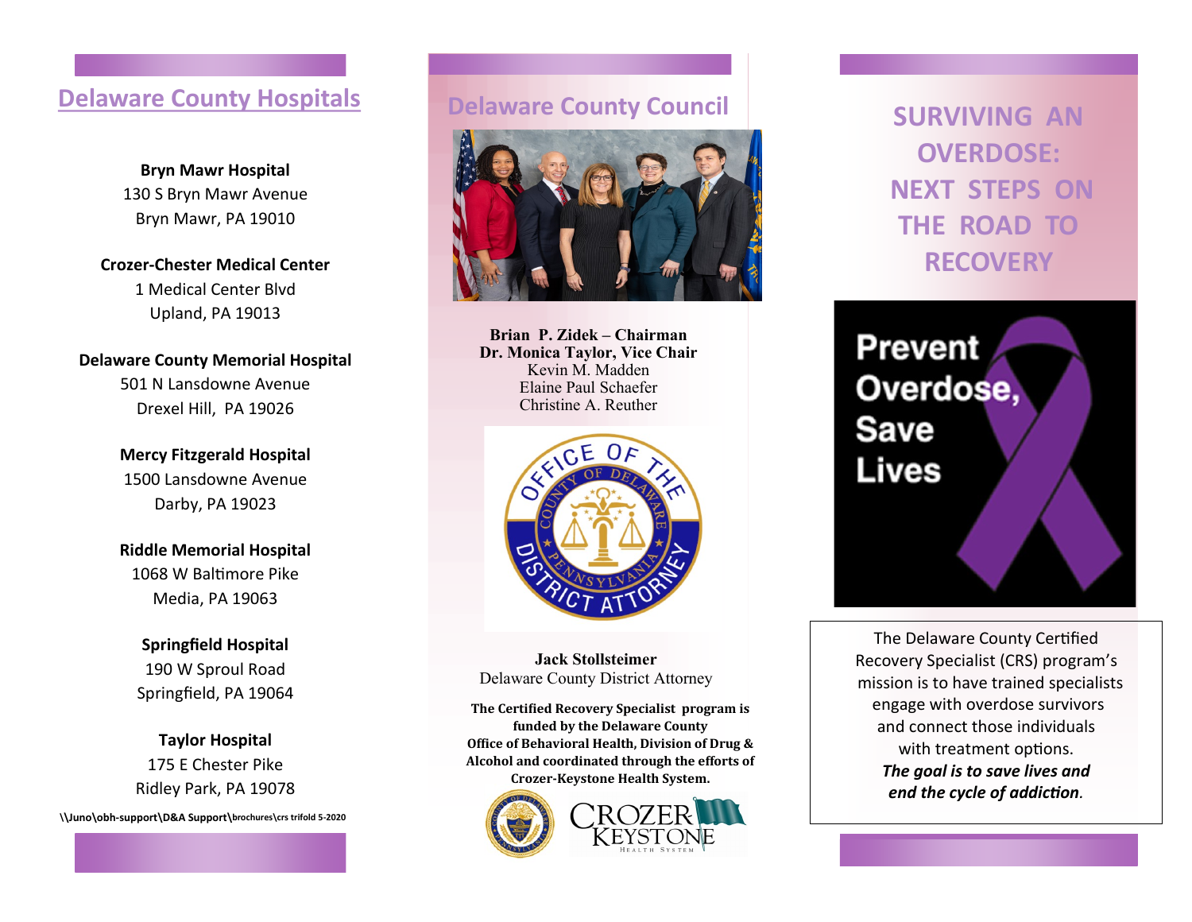## Delaware County Hospitals

**Bryn Mawr Hospital**
130 S Bryn Mawr Avenue
Bryn Mawr, PA 19010

**Crozer-Chester Medical Center**
1 Medical Center Blvd
Upland, PA 19013

**Delaware County Memorial Hospital**
501 N Lansdowne Avenue
Drexel Hill, PA 19026

**Mercy Fitzgerald Hospital**
1500 Lansdowne Avenue
Darby, PA 19023

**Riddle Memorial Hospital**
1068 W Baltimore Pike
Media, PA 19063

**Springfield Hospital**
190 W Sproul Road
Springfield, PA 19064

**Taylor Hospital**
175 E Chester Pike
Ridley Park, PA 19078

\\Juno\obh-support\D&A Support\brochures\crs trifold 5-2020

## Delaware County Council

**Brian P. Zidek – Chairman**
**Dr. Monica Taylor, Vice Chair**
Kevin M. Madden
Elaine Paul Schaefer
Christine A. Reuther

OFFICE OF THE DISTRICT ATTORNEY
COUNTY OF DELAWARE PENNSYLVANIA

**Jack Stollsteimer**
Delaware County District Attorney

**The Certified Recovery Specialist program is funded by the Delaware County Office of Behavioral Health, Division of Drug & Alcohol and coordinated through the efforts of Crozer-Keystone Health System.**

CROZER KEYSTONE HEALTH SYSTEM

# SURVIVING AN OVERDOSE: NEXT STEPS ON THE ROAD TO RECOVERY

**Prevent Overdose, Save Lives**

The Delaware County Certified Recovery Specialist (CRS) program's mission is to have trained specialists engage with overdose survivors and connect those individuals with treatment options.
***The goal is to save lives and end the cycle of addiction.***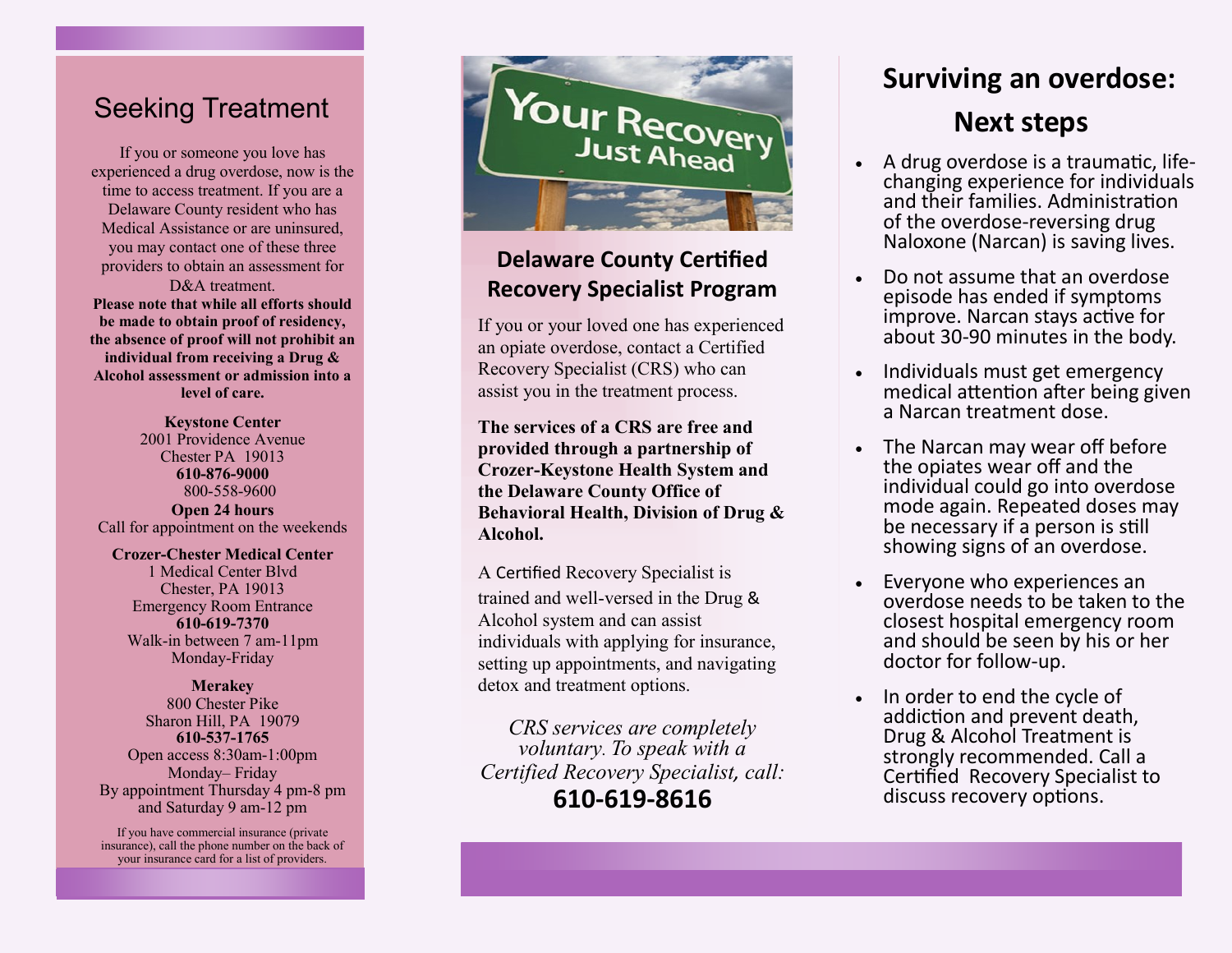## Seeking Treatment

If you or someone you love has experienced a drug overdose, now is the time to access treatment. If you are a Delaware County resident who has Medical Assistance or are uninsured, you may contact one of these three providers to obtain an assessment for D&A treatment.

**Please note that while all efforts should be made to obtain proof of residency, the absence of proof will not prohibit an individual from receiving a Drug & Alcohol assessment or admission into a level of care.**

**Keystone Center**
2001 Providence Avenue
Chester PA 19013
**610-876-9000**
800-558-9600
**Open 24 hours**
Call for appointment on the weekends

**Crozer-Chester Medical Center**
1 Medical Center Blvd
Chester, PA 19013
Emergency Room Entrance
**610-619-7370**
Walk-in between 7 am-11pm
Monday-Friday

**Merakey**
800 Chester Pike
Sharon Hill, PA 19079
**610-537-1765**
Open access 8:30am-1:00pm
Monday– Friday
By appointment Thursday 4 pm-8 pm
and Saturday 9 am-12 pm

If you have commercial insurance (private insurance), call the phone number on the back of your insurance card for a list of providers.

Your Recovery Just Ahead

## Delaware County Certified Recovery Specialist Program

If you or your loved one has experienced an opiate overdose, contact a Certified Recovery Specialist (CRS) who can assist you in the treatment process.

**The services of a CRS are free and provided through a partnership of Crozer-Keystone Health System and the Delaware County Office of Behavioral Health, Division of Drug & Alcohol.**

A Certified Recovery Specialist is trained and well-versed in the Drug & Alcohol system and can assist individuals with applying for insurance, setting up appointments, and navigating detox and treatment options.

*CRS services are completely voluntary. To speak with a Certified Recovery Specialist, call:*

**610-619-8616**

## Surviving an overdose: Next steps

- A drug overdose is a traumatic, life-changing experience for individuals and their families. Administration of the overdose-reversing drug Naloxone (Narcan) is saving lives.
- Do not assume that an overdose episode has ended if symptoms improve. Narcan stays active for about 30-90 minutes in the body.
- Individuals must get emergency medical attention after being given a Narcan treatment dose.
- The Narcan may wear off before the opiates wear off and the individual could go into overdose mode again. Repeated doses may be necessary if a person is still showing signs of an overdose.
- Everyone who experiences an overdose needs to be taken to the closest hospital emergency room and should be seen by his or her doctor for follow-up.
- In order to end the cycle of addiction and prevent death, Drug & Alcohol Treatment is strongly recommended. Call a Certified Recovery Specialist to discuss recovery options.